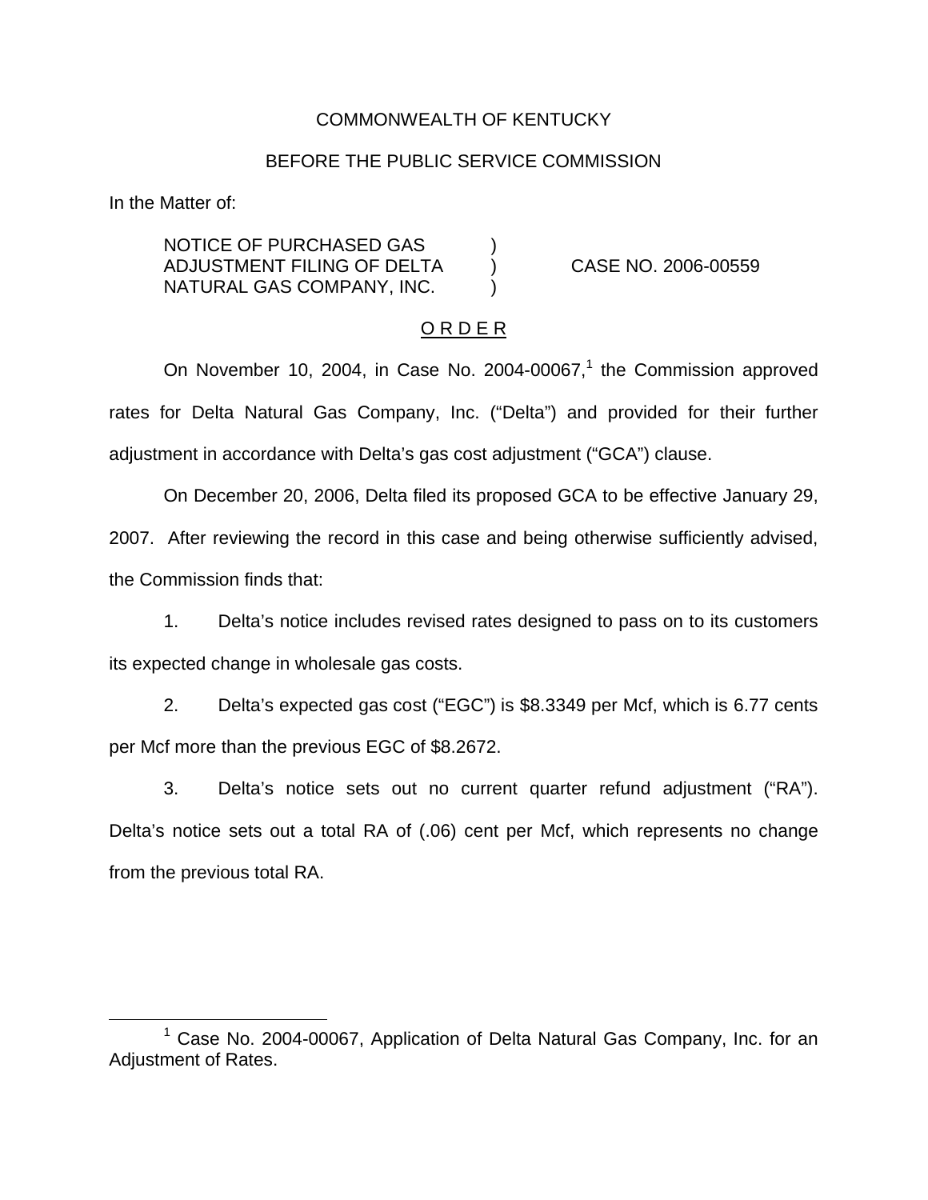COMMONWEALTH OF KENTUCKY

BEFORE THE PUBLIC SERVICE COMMISSION

In the Matter of:

NOTICE OF PURCHASED GAS ADJUSTMENT FILING OF DELTA NATURAL GAS COMPANY, INC. ) CASE NO. 2006-00559

O R D E R

On November 10, 2004, in Case No. 2004-00067,[1] the Commission approved rates for Delta Natural Gas Company, Inc. ("Delta") and provided for their further adjustment in accordance with Delta's gas cost adjustment ("GCA") clause.

On December 20, 2006, Delta filed its proposed GCA to be effective January 29, 2007. After reviewing the record in this case and being otherwise sufficiently advised, the Commission finds that:

1. Delta's notice includes revised rates designed to pass on to its customers its expected change in wholesale gas costs.

2. Delta's expected gas cost ("EGC") is $8.3349 per Mcf, which is 6.77 cents per Mcf more than the previous EGC of $8.2672.

3. Delta's notice sets out no current quarter refund adjustment ("RA"). Delta's notice sets out a total RA of (.06) cent per Mcf, which represents no change from the previous total RA.

[1] Case No. 2004-00067, Application of Delta Natural Gas Company, Inc. for an Adjustment of Rates.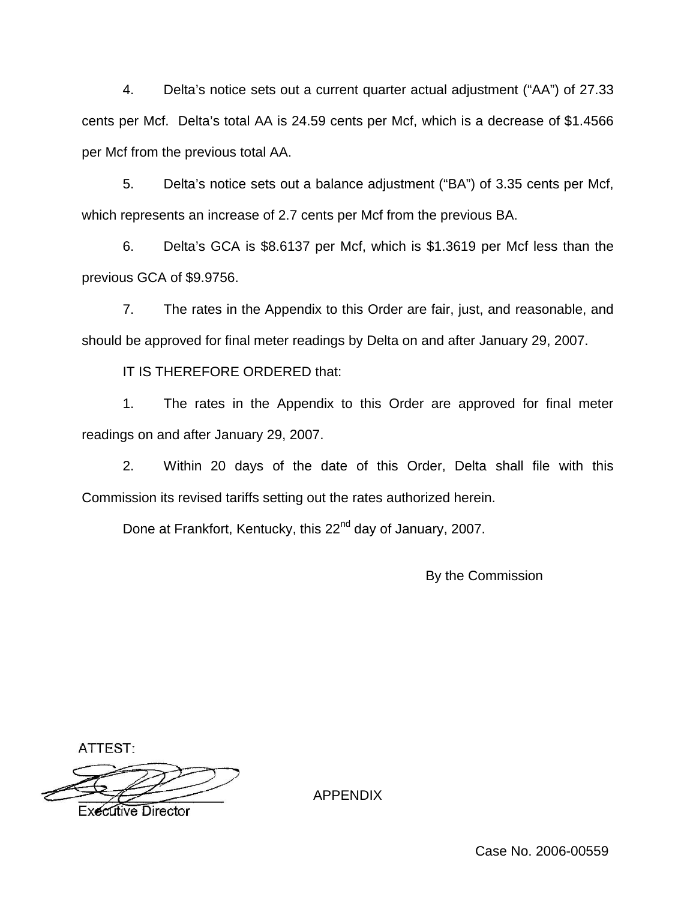4. Delta's notice sets out a current quarter actual adjustment ("AA") of 27.33 cents per Mcf. Delta's total AA is 24.59 cents per Mcf, which is a decrease of $1.4566 per Mcf from the previous total AA.

5. Delta's notice sets out a balance adjustment ("BA") of 3.35 cents per Mcf, which represents an increase of 2.7 cents per Mcf from the previous BA.

6. Delta's GCA is $8.6137 per Mcf, which is $1.3619 per Mcf less than the previous GCA of $9.9756.

7. The rates in the Appendix to this Order are fair, just, and reasonable, and should be approved for final meter readings by Delta on and after January 29, 2007.

IT IS THEREFORE ORDERED that:

1. The rates in the Appendix to this Order are approved for final meter readings on and after January 29, 2007.

2. Within 20 days of the date of this Order, Delta shall file with this Commission its revised tariffs setting out the rates authorized herein.

Done at Frankfort, Kentucky, this 22nd day of January, 2007.

By the Commission

ATTEST:

Executive Director

APPENDIX

Case No. 2006-00559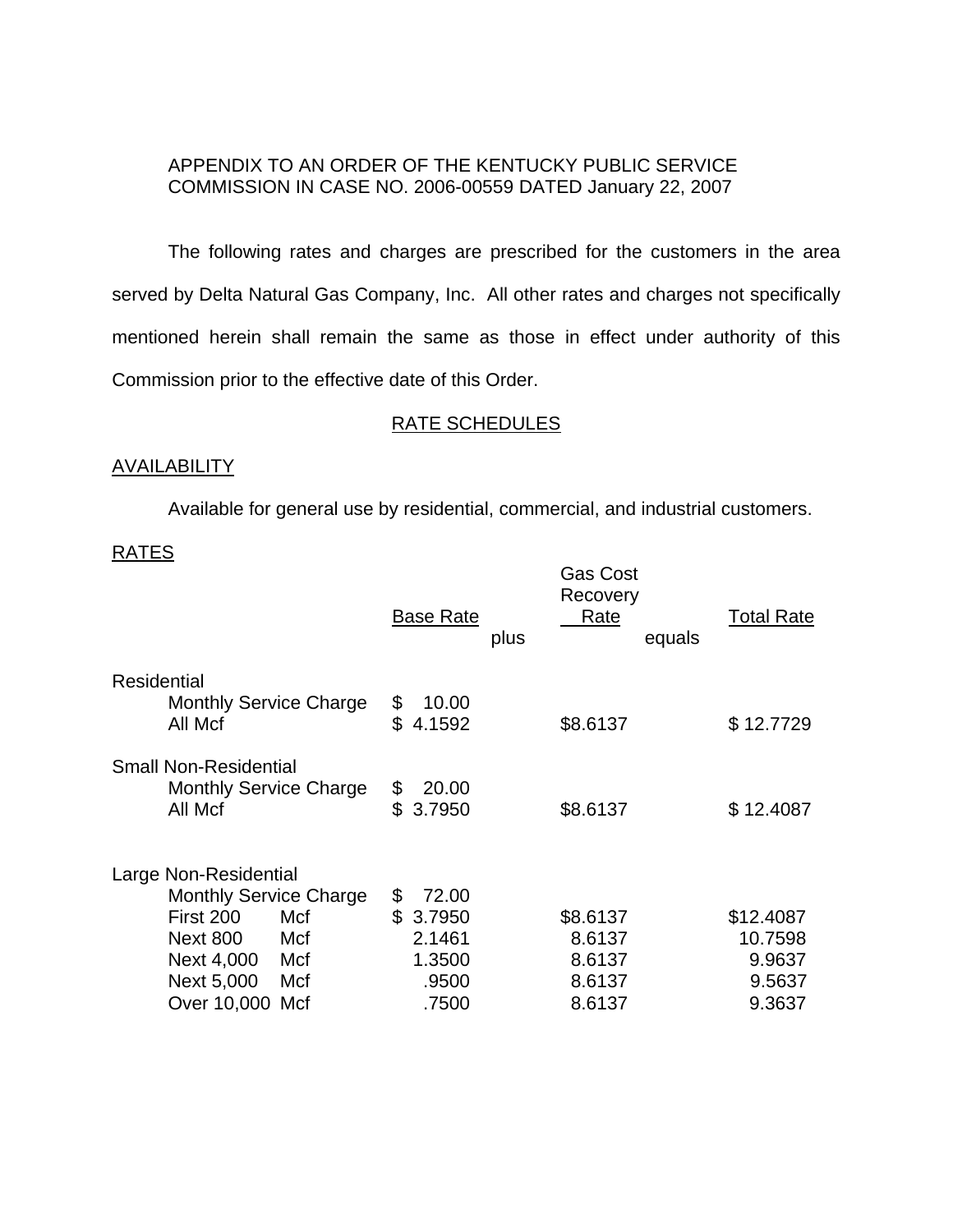APPENDIX TO AN ORDER OF THE KENTUCKY PUBLIC SERVICE COMMISSION IN CASE NO. 2006-00559 DATED January 22, 2007

The following rates and charges are prescribed for the customers in the area served by Delta Natural Gas Company, Inc. All other rates and charges not specifically mentioned herein shall remain the same as those in effect under authority of this Commission prior to the effective date of this Order.

## RATE SCHEDULES

### AVAILABILITY

Available for general use by residential, commercial, and industrial customers.

### RATES

| | Base Rate | plus | Gas Cost Recovery Rate | equals | Total Rate |
|---|---|---|---|---|---|
| **Residential** | | | | | |
| Monthly Service Charge | $ 10.00 | | | | |
| All Mcf | $ 4.1592 | | $8.6137 | | $ 12.7729 |
| **Small Non-Residential** | | | | | |
| Monthly Service Charge | $ 20.00 | | | | |
| All Mcf | $ 3.7950 | | $8.6137 | | $ 12.4087 |
| **Large Non-Residential** | | | | | |
| Monthly Service Charge | $ 72.00 | | | | |
| First 200 Mcf | $ 3.7950 | | $8.6137 | | $12.4087 |
| Next 800 Mcf | 2.1461 | | 8.6137 | | 10.7598 |
| Next 4,000 Mcf | 1.3500 | | 8.6137 | | 9.9637 |
| Next 5,000 Mcf | .9500 | | 8.6137 | | 9.5637 |
| Over 10,000 Mcf | .7500 | | 8.6137 | | 9.3637 |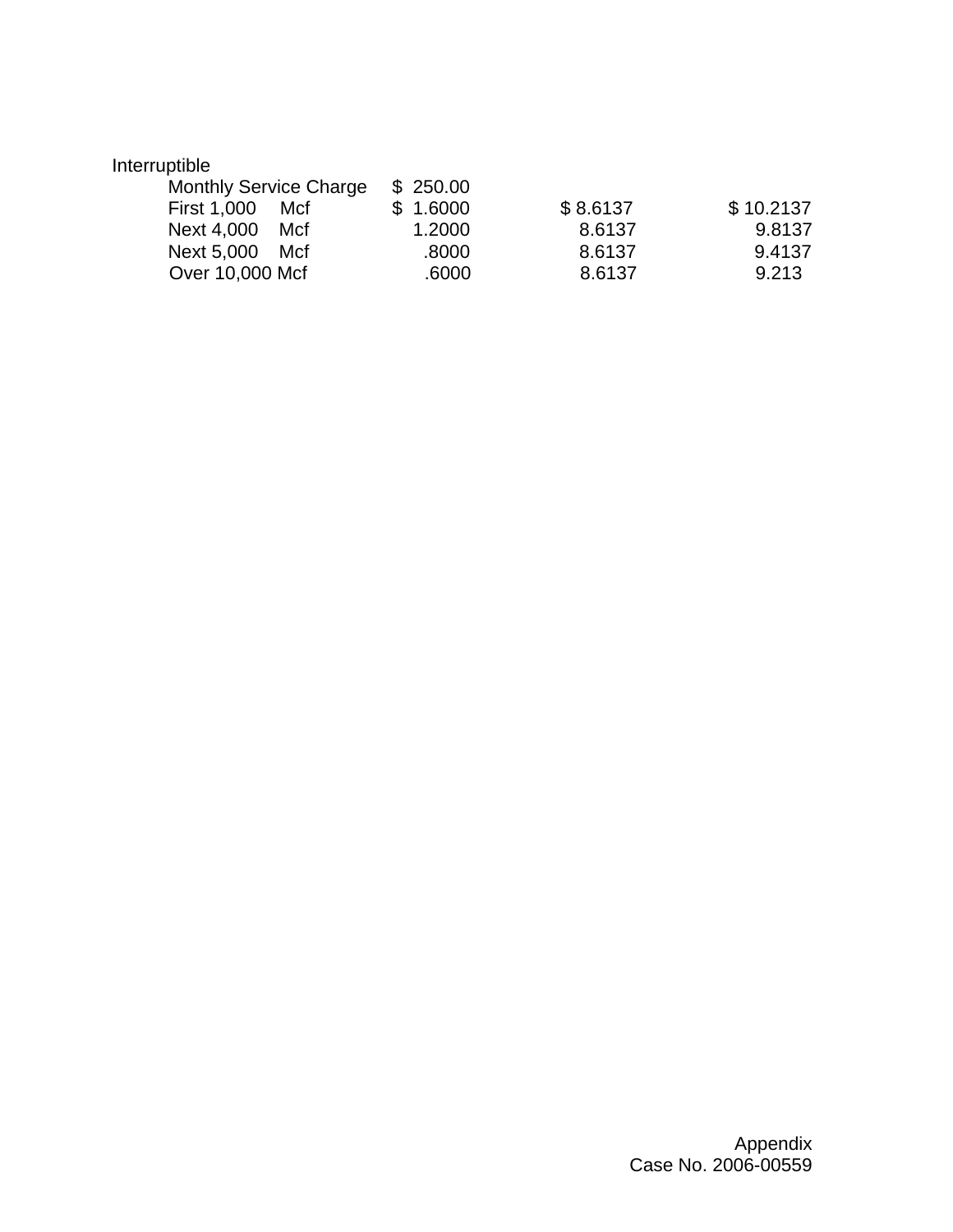Interruptible

| | | | |
|---|---|---|---|
| Monthly Service Charge | $ 250.00 | | |
| First 1,000 Mcf | $ 1.6000 | $ 8.6137 | $ 10.2137 |
| Next 4,000 Mcf | 1.2000 | 8.6137 | 9.8137 |
| Next 5,000 Mcf | .8000 | 8.6137 | 9.4137 |
| Over 10,000 Mcf | .6000 | 8.6137 | 9.213 |

Appendix
Case No. 2006-00559